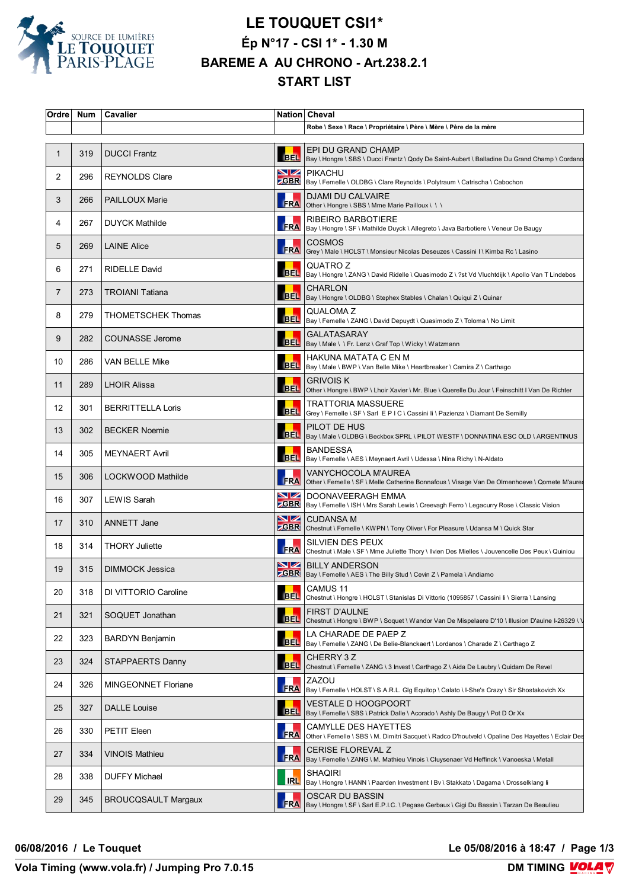# LE TOUQUET CSI1*

## Ép N°17 - CSI 1* - 1.30 M

## BAREME A AU CHRONO - Art.238.2.1

## START LIST

| Ordre | Num | Cavalier | Nation | Cheval |
|---|---|---|---|---|
| | | | | Robe \ Sexe \ Race \ Propriétaire \ Père \ Mère \ Père de la mère |
| 1 | 319 | DUCCI Frantz | BEL | EPI DU GRAND CHAMP<br>Bay \ Hongre \ SBS \ Ducci Frantz \ Qody De Saint-Aubert \ Balladine Du Grand Champ \ Cordano |
| 2 | 296 | REYNOLDS Clare | GBR | PIKACHU<br>Bay \ Femelle \ OLDBG \ Clare Reynolds \ Polytraum \ Catrischa \ Cabochon |
| 3 | 266 | PAILLOUX Marie | FRA | DJAMI DU CALVAIRE<br>Other \ Hongre \ SBS \ Mme Marie Pailloux \ \ \ |
| 4 | 267 | DUYCK Mathilde | FRA | RIBEIRO BARBOTIERE<br>Bay \ Hongre \ SF \ Mathilde Duyck \ Allegreto \ Java Barbotiere \ Veneur De Baugy |
| 5 | 269 | LAINE Alice | FRA | COSMOS<br>Grey \ Male \ HOLST \ Monsieur Nicolas Deseuzes \ Cassini I \ Kimba Rc \ Lasino |
| 6 | 271 | RIDELLE David | BEL | QUATRO Z<br>Bay \ Hongre \ ZANG \ David Ridelle \ Quasimodo Z \ ?st Vd Vluchtdijk \ Apollo Van T Lindebos |
| 7 | 273 | TROIANI Tatiana | BEL | CHARLON<br>Bay \ Hongre \ OLDBG \ Stephex Stables \ Chalan \ Quiqui Z \ Quinar |
| 8 | 279 | THOMETSCHEK Thomas | BEL | QUALOMA Z<br>Bay \ Femelle \ ZANG \ David Depuydt \ Quasimodo Z \ Toloma \ No Limit |
| 9 | 282 | COUNASSE Jerome | BEL | GALATASARAY<br>Bay \ Male \ \ Fr. Lenz \ Graf Top \ Wicky \ Watzmann |
| 10 | 286 | VAN BELLE Mike | BEL | HAKUNA MATATA C EN M<br>Bay \ Male \ BWP \ Van Belle Mike \ Heartbreaker \ Camira Z \ Carthago |
| 11 | 289 | LHOIR Alissa | BEL | GRIVOIS K<br>Other \ Hongre \ BWP \ Lhoir Xavier \ Mr. Blue \ Querelle Du Jour \ Feinschitt I Van De Richter |
| 12 | 301 | BERRITTELLA Loris | BEL | TRATTORIA MASSUERE<br>Grey \ Femelle \ SF \ Sarl E P I C \ Cassini Ii \ Pazienza \ Diamant De Semilly |
| 13 | 302 | BECKER Noemie | BEL | PILOT DE HUS<br>Bay \ Male \ OLDBG \ Beckbox SPRL \ PILOT WESTF \ DONNATINA ESC OLD \ ARGENTINUS |
| 14 | 305 | MEYNAERT Avril | BEL | BANDESSA<br>Bay \ Femelle \ AES \ Meynaert Avril \ Udessa \ Nina Richy \ N-Aldato |
| 15 | 306 | LOCKWOOD Mathilde | FRA | VANYCHOCOLA M'AUREA<br>Other \ Femelle \ SF \ Melle Catherine Bonnafous \ Visage Van De Olmenhoeve \ Qomete M'aurea |
| 16 | 307 | LEWIS Sarah | GBR | DOONAVEERAGH EMMA<br>Bay \ Femelle \ ISH \ Mrs Sarah Lewis \ Creevagh Ferro \ Legacurry Rose \ Classic Vision |
| 17 | 310 | ANNETT Jane | GBR | CUDANSA M<br>Chestnut \ Femelle \ KWPN \ Tony Oliver \ For Pleasure \ Udansa M \ Quick Star |
| 18 | 314 | THORY Juliette | FRA | SILVIEN DES PEUX<br>Chestnut \ Male \ SF \ Mme Juliette Thory \ Ilvien Des Mielles \ Jouvencelle Des Peux \ Quiniou |
| 19 | 315 | DIMMOCK Jessica | GBR | BILLY ANDERSON<br>Bay \ Femelle \ AES \ The Billy Stud \ Cevin Z \ Pamela \ Andiamo |
| 20 | 318 | DI VITTORIO Caroline | BEL | CAMUS 11<br>Chestnut \ Hongre \ HOLST \ Stanislas Di Vittorio (1095857 \ Cassini Ii \ Sierra \ Lansing |
| 21 | 321 | SOQUET Jonathan | BEL | FIRST D'AULNE<br>Chestnut \ Hongre \ BWP \ Soquet \ Wandor Van De Mispelaere D'10 \ Illusion D'aulne I-26329 \ V |
| 22 | 323 | BARDYN Benjamin | BEL | LA CHARADE DE PAEP Z<br>Bay \ Femelle \ ZANG \ De Belie-Blanckaert \ Lordanos \ Charade Z \ Carthago Z |
| 23 | 324 | STAPPAERTS Danny | BEL | CHERRY 3 Z<br>Chestnut \ Femelle \ ZANG \ 3 Invest \ Carthago Z \ Aida De Laubry \ Quidam De Revel |
| 24 | 326 | MINGEONNET Floriane | FRA | ZAZOU<br>Bay \ Femelle \ HOLST \ S.A.R.L. Glg Equitop \ Calato \ I-She's Crazy \ Sir Shostakovich Xx |
| 25 | 327 | DALLE Louise | BEL | VESTALE D HOOGPOORT<br>Bay \ Femelle \ SBS \ Patrick Dalle \ Acorado \ Ashly De Baugy \ Pot D Or Xx |
| 26 | 330 | PETIT Eleen | FRA | CAMYLLE DES HAYETTES<br>Other \ Femelle \ SBS \ M. Dimitri Sacquet \ Radco D'houtveld \ Opaline Des Hayettes \ Eclair Des |
| 27 | 334 | VINOIS Mathieu | FRA | CERISE FLOREVAL Z<br>Bay \ Femelle \ ZANG \ M. Mathieu Vinois \ Cluysenaer Vd Heffinck \ Vanoeska \ Metall |
| 28 | 338 | DUFFY Michael | IRL | SHAQIRI<br>Bay \ Hongre \ HANN \ Paarden Investment I Bv \ Stakkato \ Dagama \ Drosselklang Ii |
| 29 | 345 | BROUCQSAULT Margaux | FRA | OSCAR DU BASSIN<br>Bay \ Hongre \ SF \ Sarl E.P.I.C. \ Pegase Gerbaux \ Gigi Du Bassin \ Tarzan De Beaulieu |

**06/08/2016 / Le Touquet** — **Le 05/08/2016 à 18:47**

**Vola Timing (www.vola.fr) / Jumping Pro 7.0.15** — **DM TIMING**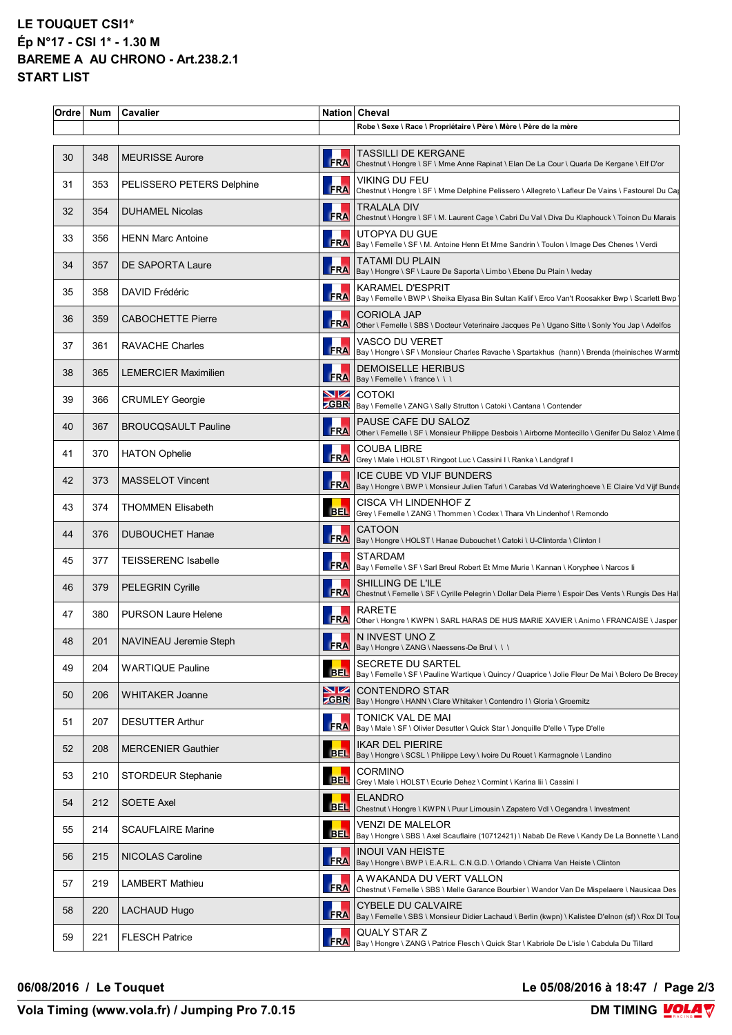**LE TOUQUET CSI1***
**Ép N°17 - CSI 1* - 1.30 M**
**BAREME A AU CHRONO - Art.238.2.1**
**START LIST**

| Ordre | Num | Cavalier | Nation | Cheval |
|---|---|---|---|---|
| | | | | Robe \ Sexe \ Race \ Propriétaire \ Père \ Mère \ Père de la mère |
| 30 | 348 | MEURISSE Aurore | FRA | TASSILLI DE KERGANE<br>Chestnut \ Hongre \ SF \ Mme Anne Rapinat \ Elan De La Cour \ Quarla De Kergane \ Elf D'or |
| 31 | 353 | PELISSERO PETERS Delphine | FRA | VIKING DU FEU<br>Chestnut \ Hongre \ SF \ Mme Delphine Pelissero \ Allegreto \ Lafleur De Vains \ Fastourel Du Ca |
| 32 | 354 | DUHAMEL Nicolas | FRA | TRALALA DIV<br>Chestnut \ Hongre \ SF \ M. Laurent Cage \ Cabri Du Val \ Diva Du Klaphouck \ Toinon Du Marais |
| 33 | 356 | HENN Marc Antoine | FRA | UTOPYA DU GUE<br>Bay \ Femelle \ SF \ M. Antoine Henn Et Mme Sandrin \ Toulon \ Image Des Chenes \ Verdi |
| 34 | 357 | DE SAPORTA Laure | FRA | TATAMI DU PLAIN<br>Bay \ Hongre \ SF \ Laure De Saporta \ Limbo \ Ebene Du Plain \ Iveday |
| 35 | 358 | DAVID Frédéric | FRA | KARAMEL D'ESPRIT<br>Bay \ Femelle \ BWP \ Sheika Elyasa Bin Sultan Kalif \ Erco Van't Roosakker Bwp \ Scarlett Bwp |
| 36 | 359 | CABOCHETTE Pierre | FRA | CORIOLA JAP<br>Other \ Femelle \ SBS \ Docteur Veterinaire Jacques Pe \ Ugano Sitte \ Sonly You Jap \ Adelfos |
| 37 | 361 | RAVACHE Charles | FRA | VASCO DU VERET<br>Bay \ Hongre \ SF \ Monsieur Charles Ravache \ Spartakhus (hann) \ Brenda (rheinisches Warmb |
| 38 | 365 | LEMERCIER Maximilien | FRA | DEMOISELLE HERIBUS<br>Bay \ Femelle \ \ france \ \ \ |
| 39 | 366 | CRUMLEY Georgie | GBR | COTOKI<br>Bay \ Femelle \ ZANG \ Sally Strutton \ Catoki \ Cantana \ Contender |
| 40 | 367 | BROUCQSAULT Pauline | FRA | PAUSE CAFE DU SALOZ<br>Other \ Femelle \ SF \ Monsieur Philippe Desbois \ Airborne Montecillo \ Genifer Du Saloz \ Alme |
| 41 | 370 | HATON Ophelie | FRA | COUBA LIBRE<br>Grey \ Male \ HOLST \ Ringoot Luc \ Cassini I \ Ranka \ Landgraf I |
| 42 | 373 | MASSELOT Vincent | FRA | ICE CUBE VD VIJF BUNDERS<br>Bay \ Hongre \ BWP \ Monsieur Julien Tafuri \ Carabas Vd Wateringhoeve \ E Claire Vd Vijf Bunde |
| 43 | 374 | THOMMEN Elisabeth | BEL | CISCA VH LINDENHOF Z<br>Grey \ Femelle \ ZANG \ Thommen \ Codex \ Thara Vh Lindenhof \ Remondo |
| 44 | 376 | DUBOUCHET Hanae | FRA | CATOON<br>Bay \ Hongre \ HOLST \ Hanae Dubouchet \ Catoki \ U-Clintorda \ Clinton I |
| 45 | 377 | TEISSERENC Isabelle | FRA | STARDAM<br>Bay \ Femelle \ SF \ Sarl Breul Robert Et Mme Murie \ Kannan \ Koryphee \ Narcos Ii |
| 46 | 379 | PELEGRIN Cyrille | FRA | SHILLING DE L'ILE<br>Chestnut \ Femelle \ SF \ Cyrille Pelegrin \ Dollar Dela Pierre \ Espoir Des Vents \ Rungis Des Hal |
| 47 | 380 | PURSON Laure Helene | FRA | RARETE<br>Other \ Hongre \ KWPN \ SARL HARAS DE HUS MARIE XAVIER \ Animo \ FRANCAISE \ Jasper |
| 48 | 201 | NAVINEAU Jeremie Steph | FRA | N INVEST UNO Z<br>Bay \ Hongre \ ZANG \ Naessens-De Brul \ \ \ |
| 49 | 204 | WARTIQUE Pauline | BEL | SECRETE DU SARTEL<br>Bay \ Femelle \ SF \ Pauline Wartique \ Quincy \ Quaprice \ Jolie Fleur De Mai \ Bolero De Brecey |
| 50 | 206 | WHITAKER Joanne | GBR | CONTENDRO STAR<br>Bay \ Hongre \ HANN \ Clare Whitaker \ Contendro I \ Gloria \ Groemitz |
| 51 | 207 | DESUTTER Arthur | FRA | TONICK VAL DE MAI<br>Bay \ Male \ SF \ Olivier Desutter \ Quick Star \ Jonquille D'elle \ Type D'elle |
| 52 | 208 | MERCENIER Gauthier | BEL | IKAR DEL PIERIRE<br>Bay \ Hongre \ SCSL \ Philippe Levy \ Ivoire Du Rouet \ Karmagnole \ Landino |
| 53 | 210 | STORDEUR Stephanie | BEL | CORMINO<br>Grey \ Male \ HOLST \ Ecurie Dehez \ Cormint \ Karina Iii \ Cassini I |
| 54 | 212 | SOETE Axel | BEL | ELANDRO<br>Chestnut \ Hongre \ KWPN \ Puur Limousin \ Zapatero Vdl \ Oegandra \ Investment |
| 55 | 214 | SCAUFLAIRE Marine | BEL | VENZI DE MALELOR<br>Bay \ Hongre \ SBS \ Axel Scauflaire (10712421) \ Nabab De Reve \ Kandy De La Bonnette \ Land |
| 56 | 215 | NICOLAS Caroline | FRA | INOUI VAN HEISTE<br>Bay \ Hongre \ BWP \ E.A.R.L. C.N.G.D. \ Orlando \ Chiarra Van Heiste \ Clinton |
| 57 | 219 | LAMBERT Mathieu | FRA | A WAKANDA DU VERT VALLON<br>Chestnut \ Femelle \ SBS \ Melle Garance Bourbier \ Wandor Van De Mispelaere \ Nausicaa Des |
| 58 | 220 | LACHAUD Hugo | FRA | CYBELE DU CALVAIRE<br>Bay \ Femelle \ SBS \ Monsieur Didier Lachaud \ Berlin (kwpn) \ Kalistee D'elnon (sf) \ Rox Dl Tou |
| 59 | 221 | FLESCH Patrice | FRA | QUALY STAR Z<br>Bay \ Hongre \ ZANG \ Patrice Flesch \ Quick Star \ Kabriole De L'isle \ Cabdula Du Tillard |

**06/08/2016 / Le Touquet** — **Le 05/08/2016 à 18:47**

**Vola Timing (www.vola.fr) / Jumping Pro 7.0.15** — **DM TIMING**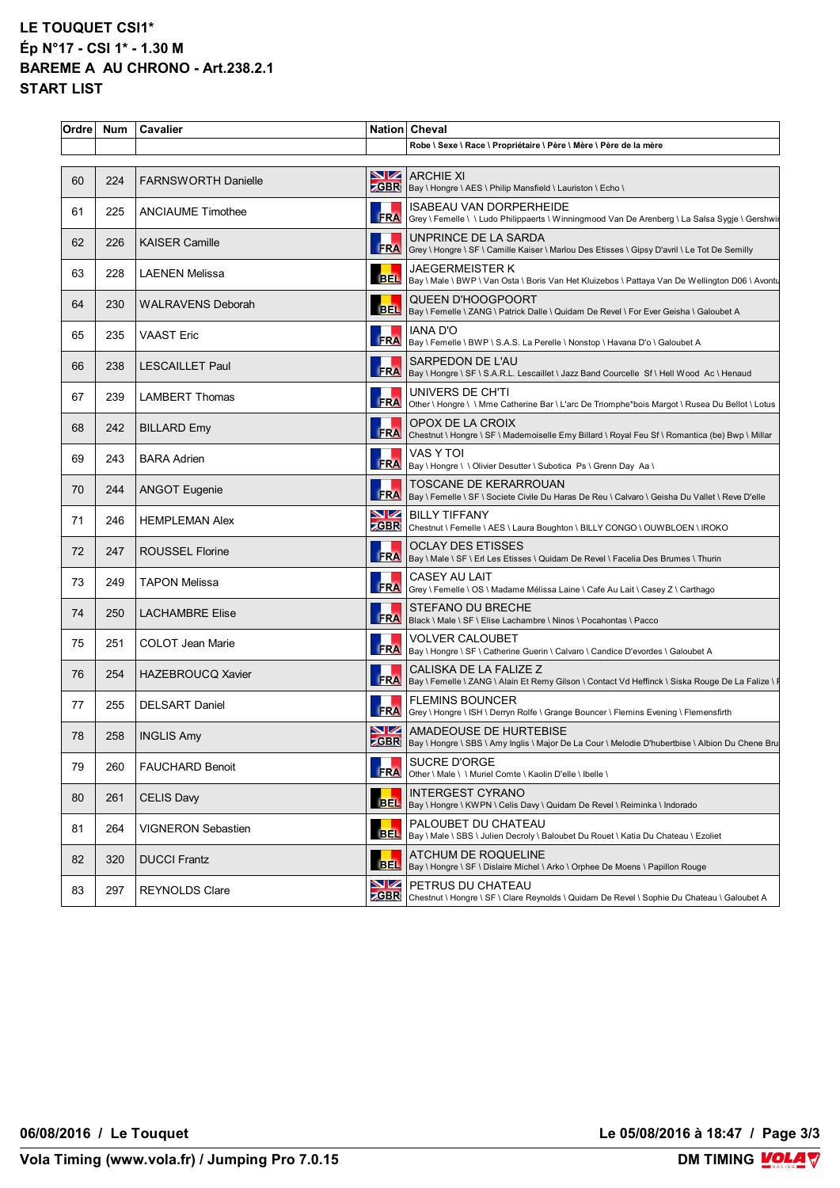# LE TOUQUET CSI1*

## Ép N°17 - CSI 1* - 1.30 M

## BAREME A AU CHRONO - Art.238.2.1

## START LIST

| Ordre | Num | Cavalier | Nation | Cheval |
|---|---|---|---|---|
| | | | | Robe \ Sexe \ Race \ Propriétaire \ Père \ Mère \ Père de la mère |
| 60 | 224 | FARNSWORTH Danielle | GBR | ARCHIE XI<br>Bay \ Hongre \ AES \ Philip Mansfield \ Lauriston \ Echo \ |
| 61 | 225 | ANCIAUME Timothee | FRA | ISABEAU VAN DORPERHEIDE<br>Grey \ Femelle \ \ Ludo Philippaerts \ Winningmood Van De Arenberg \ La Salsa Sygje \ Gershwi |
| 62 | 226 | KAISER Camille | FRA | UNPRINCE DE LA SARDA<br>Grey \ Hongre \ SF \ Camille Kaiser \ Marlou Des Etisses \ Gipsy D'avril \ Le Tot De Semilly |
| 63 | 228 | LAENEN Melissa | BEL | JAEGERMEISTER K<br>Bay \ Male \ BWP \ Van Osta \ Boris Van Het Kluizebos \ Pattaya Van De Wellington D06 \ Avontu |
| 64 | 230 | WALRAVENS Deborah | BEL | QUEEN D'HOOGPOORT<br>Bay \ Femelle \ ZANG \ Patrick Dalle \ Quidam De Revel \ For Ever Geisha \ Galoubet A |
| 65 | 235 | VAAST Eric | FRA | IANA D'O<br>Bay \ Femelle \ BWP \ S.A.S. La Perelle \ Nonstop \ Havana D'o \ Galoubet A |
| 66 | 238 | LESCAILLET Paul | FRA | SARPEDON DE L'AU<br>Bay \ Hongre \ SF \ S.A.R.L. Lescaillet \ Jazz Band Courcelle Sf \ Hell Wood Ac \ Henaud |
| 67 | 239 | LAMBERT Thomas | FRA | UNIVERS DE CH'TI<br>Other \ Hongre \ \ Mme Catherine Bar \ L'arc De Triomphe*bois Margot \ Rusea Du Bellot \ Lotus |
| 68 | 242 | BILLARD Emy | FRA | OPOX DE LA CROIX<br>Chestnut \ Hongre \ SF \ Mademoiselle Emy Billard \ Royal Feu Sf \ Romantica (be) Bwp \ Millar |
| 69 | 243 | BARA Adrien | FRA | VAS Y TOI<br>Bay \ Hongre \ \ Olivier Desutter \ Subotica Ps \ Grenn Day Aa \ |
| 70 | 244 | ANGOT Eugenie | FRA | TOSCANE DE KERARROUAN<br>Bay \ Femelle \ SF \ Societe Civile Du Haras De Reu \ Calvaro \ Geisha Du Vallet \ Reve D'elle |
| 71 | 246 | HEMPLEMAN Alex | GBR | BILLY TIFFANY<br>Chestnut \ Femelle \ AES \ Laura Boughton \ BILLY CONGO \ OUWBLOEN \ IROKO |
| 72 | 247 | ROUSSEL Florine | FRA | OCLAY DES ETISSES<br>Bay \ Male \ SF \ Erl Les Etisses \ Quidam De Revel \ Facelia Des Brumes \ Thurin |
| 73 | 249 | TAPON Melissa | FRA | CASEY AU LAIT<br>Grey \ Femelle \ OS \ Madame Mélissa Laine \ Cafe Au Lait \ Casey Z \ Carthago |
| 74 | 250 | LACHAMBRE Elise | FRA | STEFANO DU BRECHE<br>Black \ Male \ SF \ Elise Lachambre \ Ninos \ Pocahontas \ Pacco |
| 75 | 251 | COLOT Jean Marie | FRA | VOLVER CALOUBET<br>Bay \ Hongre \ SF \ Catherine Guerin \ Calvaro \ Candice D'evordes \ Galoubet A |
| 76 | 254 | HAZEBROUCQ Xavier | FRA | CALISKA DE LA FALIZE Z<br>Bay \ Femelle \ ZANG \ Alain Et Remy Gilson \ Contact Vd Heffinck \ Siska Rouge De La Falize \ F |
| 77 | 255 | DELSART Daniel | FRA | FLEMINS BOUNCER<br>Grey \ Hongre \ ISH \ Derryn Rolfe \ Grange Bouncer \ Flemins Evening \ Flemensfirth |
| 78 | 258 | INGLIS Amy | GBR | AMADEOUSE DE HURTEBISE<br>Bay \ Hongre \ SBS \ Amy Inglis \ Major De La Cour \ Melodie D'hubertbise \ Albion Du Chene Bru |
| 79 | 260 | FAUCHARD Benoit | FRA | SUCRE D'ORGE<br>Other \ Male \ \ Muriel Comte \ Kaolin D'elle \ Ibelle \ |
| 80 | 261 | CELIS Davy | BEL | INTERGEST CYRANO<br>Bay \ Hongre \ KWPN \ Celis Davy \ Quidam De Revel \ Reiminka \ Indorado |
| 81 | 264 | VIGNERON Sebastien | BEL | PALOUBET DU CHATEAU<br>Bay \ Male \ SBS \ Julien Decroly \ Baloubet Du Rouet \ Katia Du Chateau \ Ezoliet |
| 82 | 320 | DUCCI Frantz | BEL | ATCHUM DE ROQUELINE<br>Bay \ Hongre \ SF \ Dislaire Michel \ Arko \ Orphee De Moens \ Papillon Rouge |
| 83 | 297 | REYNOLDS Clare | GBR | PETRUS DU CHATEAU<br>Chestnut \ Hongre \ SF \ Clare Reynolds \ Quidam De Revel \ Sophie Du Chateau \ Galoubet A |

06/08/2016 / Le Touquet — Le 05/08/2016 à 18:47

Vola Timing (www.vola.fr) / Jumping Pro 7.0.15 — DM TIMING